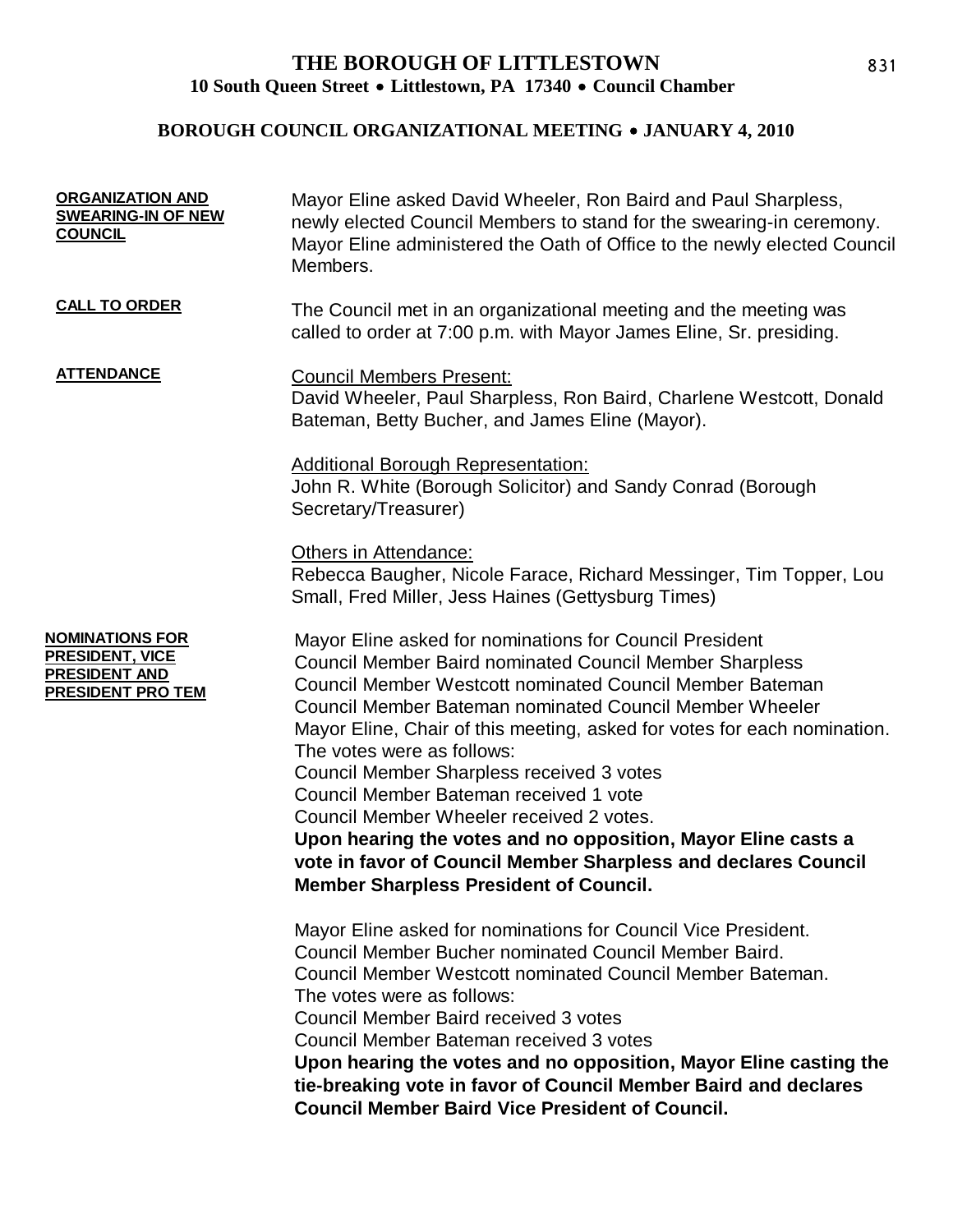# THE BOROUGH OF LITTLESTOWN

**10 South Queen Street • Littlestown, PA 17340 • Council Chamber**

## BOROUGH COUNCIL ORGANIZATIONAL MEETING • JANUARY 4, 2010

**ORGANIZATION AND SWEARING-IN OF NEW COUNCIL**

Mayor Eline asked David Wheeler, Ron Baird and Paul Sharpless, newly elected Council Members to stand for the swearing-in ceremony. Mayor Eline administered the Oath of Office to the newly elected Council Members.

**CALL TO ORDER**

The Council met in an organizational meeting and the meeting was called to order at 7:00 p.m. with Mayor James Eline, Sr. presiding.

**ATTENDANCE**

Council Members Present:
David Wheeler, Paul Sharpless, Ron Baird, Charlene Westcott, Donald Bateman, Betty Bucher, and James Eline (Mayor).

Additional Borough Representation:
John R. White (Borough Solicitor) and Sandy Conrad (Borough Secretary/Treasurer)

Others in Attendance:
Rebecca Baugher, Nicole Farace, Richard Messinger, Tim Topper, Lou Small, Fred Miller, Jess Haines (Gettysburg Times)

**NOMINATIONS FOR PRESIDENT, VICE PRESIDENT AND PRESIDENT PRO TEM**

Mayor Eline asked for nominations for Council President
Council Member Baird nominated Council Member Sharpless
Council Member Westcott nominated Council Member Bateman
Council Member Bateman nominated Council Member Wheeler
Mayor Eline, Chair of this meeting, asked for votes for each nomination.
The votes were as follows:
Council Member Sharpless received 3 votes
Council Member Bateman received 1 vote
Council Member Wheeler received 2 votes.
**Upon hearing the votes and no opposition, Mayor Eline casts a vote in favor of Council Member Sharpless and declares Council Member Sharpless President of Council.**

Mayor Eline asked for nominations for Council Vice President.
Council Member Bucher nominated Council Member Baird.
Council Member Westcott nominated Council Member Bateman.
The votes were as follows:
Council Member Baird received 3 votes
Council Member Bateman received 3 votes
**Upon hearing the votes and no opposition, Mayor Eline casting the tie-breaking vote in favor of Council Member Baird and declares Council Member Baird Vice President of Council.**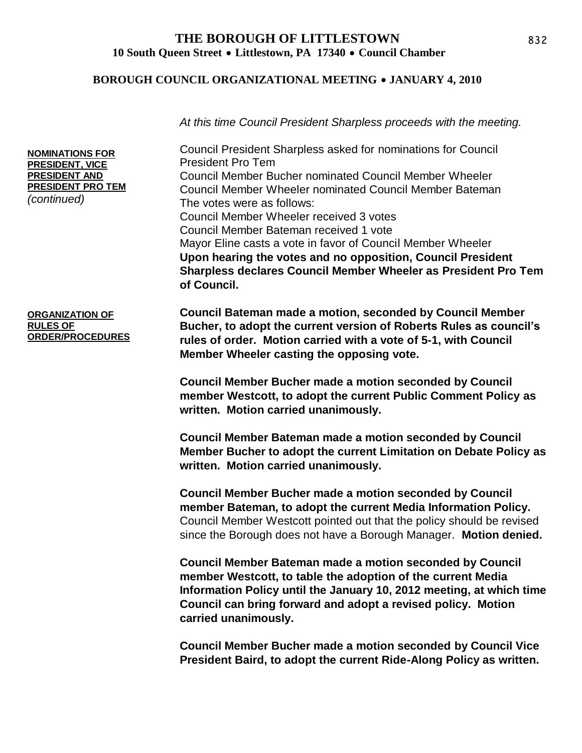# THE BOROUGH OF LITTLESTOWN
**10 South Queen Street • Littlestown, PA 17340 • Council Chamber**

**BOROUGH COUNCIL ORGANIZATIONAL MEETING • JANUARY 4, 2010**

*At this time Council President Sharpless proceeds with the meeting.*

**NOMINATIONS FOR PRESIDENT, VICE PRESIDENT AND PRESIDENT PRO TEM** *(continued)*

Council President Sharpless asked for nominations for Council President Pro Tem
Council Member Bucher nominated Council Member Wheeler
Council Member Wheeler nominated Council Member Bateman
The votes were as follows:
Council Member Wheeler received 3 votes
Council Member Bateman received 1 vote
Mayor Eline casts a vote in favor of Council Member Wheeler
**Upon hearing the votes and no opposition, Council President Sharpless declares Council Member Wheeler as President Pro Tem of Council.**

**ORGANIZATION OF RULES OF ORDER/PROCEDURES**

**Council Bateman made a motion, seconded by Council Member Bucher, to adopt the current version of Roberts Rules as council's rules of order. Motion carried with a vote of 5-1, with Council Member Wheeler casting the opposing vote.**

**Council Member Bucher made a motion seconded by Council member Westcott, to adopt the current Public Comment Policy as written. Motion carried unanimously.**

**Council Member Bateman made a motion seconded by Council Member Bucher to adopt the current Limitation on Debate Policy as written. Motion carried unanimously.**

**Council Member Bucher made a motion seconded by Council member Bateman, to adopt the current Media Information Policy.** Council Member Westcott pointed out that the policy should be revised since the Borough does not have a Borough Manager. **Motion denied.**

**Council Member Bateman made a motion seconded by Council member Westcott, to table the adoption of the current Media Information Policy until the January 10, 2012 meeting, at which time Council can bring forward and adopt a revised policy. Motion carried unanimously.**

**Council Member Bucher made a motion seconded by Council Vice President Baird, to adopt the current Ride-Along Policy as written.**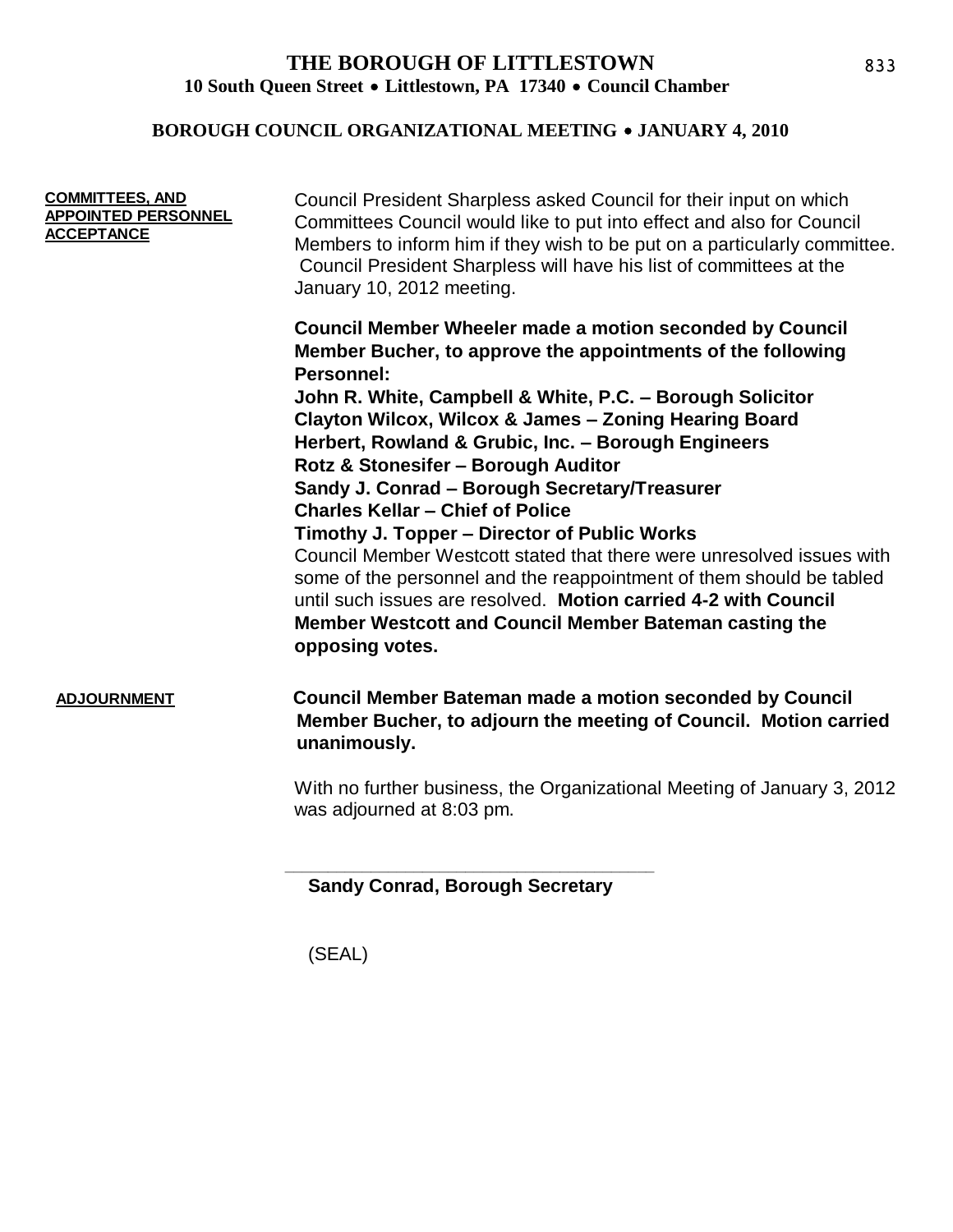# THE BOROUGH OF LITTLESTOWN
**10 South Queen Street • Littlestown, PA 17340 • Council Chamber**

**BOROUGH COUNCIL ORGANIZATIONAL MEETING • JANUARY 4, 2010**

**COMMITTEES, AND APPOINTED PERSONNEL ACCEPTANCE**

Council President Sharpless asked Council for their input on which Committees Council would like to put into effect and also for Council Members to inform him if they wish to be put on a particularly committee. Council President Sharpless will have his list of committees at the January 10, 2012 meeting.

**Council Member Wheeler made a motion seconded by Council Member Bucher, to approve the appointments of the following Personnel:**
**John R. White, Campbell & White, P.C. – Borough Solicitor**
**Clayton Wilcox, Wilcox & James – Zoning Hearing Board**
**Herbert, Rowland & Grubic, Inc. – Borough Engineers**
**Rotz & Stonesifer – Borough Auditor**
**Sandy J. Conrad – Borough Secretary/Treasurer**
**Charles Kellar – Chief of Police**
**Timothy J. Topper – Director of Public Works**
Council Member Westcott stated that there were unresolved issues with some of the personnel and the reappointment of them should be tabled until such issues are resolved. **Motion carried 4-2 with Council Member Westcott and Council Member Bateman casting the opposing votes.**

**ADJOURNMENT**

**Council Member Bateman made a motion seconded by Council Member Bucher, to adjourn the meeting of Council. Motion carried unanimously.**

With no further business, the Organizational Meeting of January 3, 2012 was adjourned at 8:03 pm.

\_\_\_\_\_\_\_\_\_\_\_\_\_\_\_\_\_\_\_\_\_\_\_\_\_\_\_\_\_\_\_\_\_\_\_\_
**Sandy Conrad, Borough Secretary**

(SEAL)